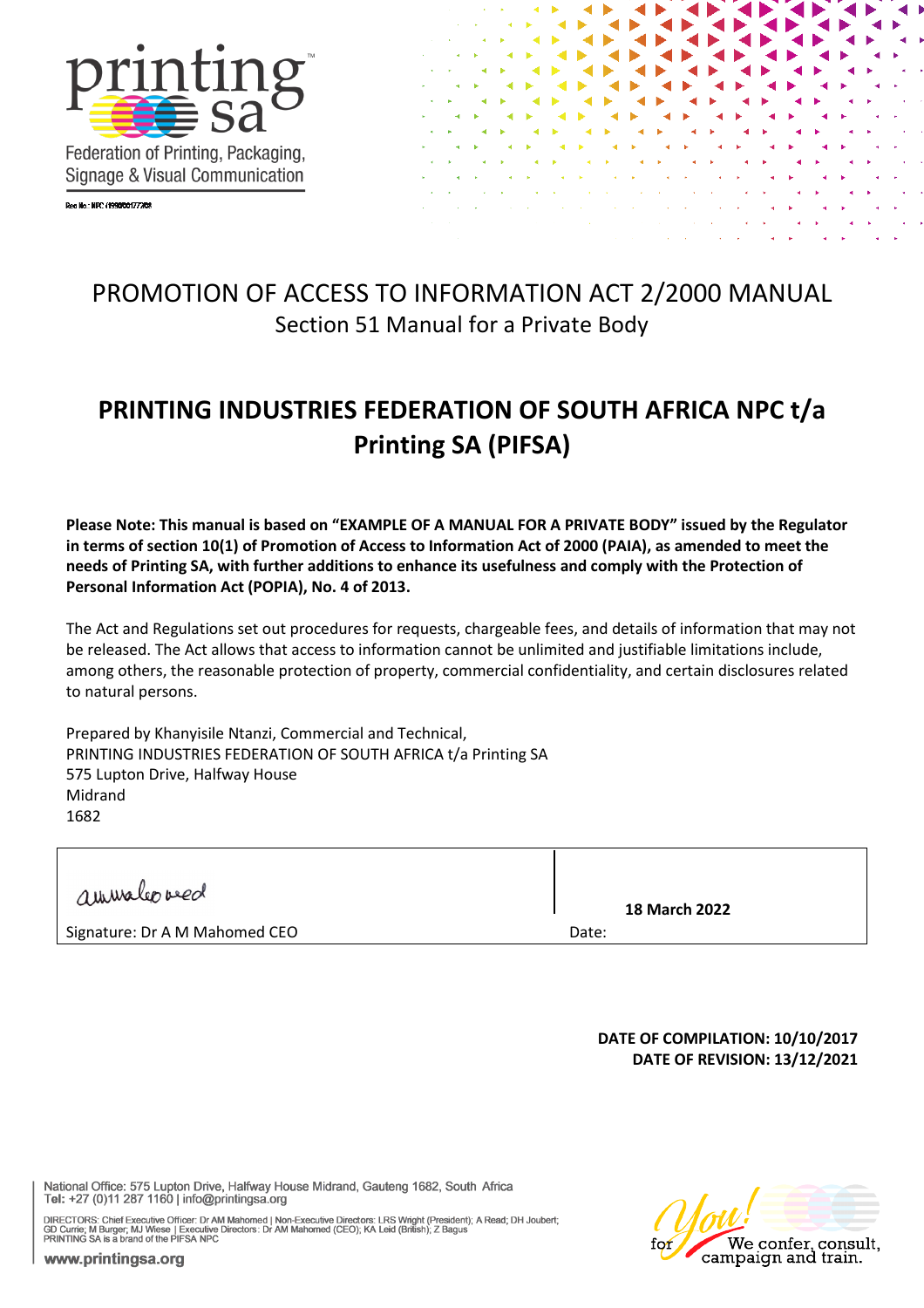printing sa

Federation of Printing, Packaging, Signage & Visual Communication

Reg No: NPC 1990/001773/08

# PROMOTION OF ACCESS TO INFORMATION ACT 2/2000 MANUAL

Section 51 Manual for a Private Body

# PRINTING INDUSTRIES FEDERATION OF SOUTH AFRICA NPC t/a Printing SA (PIFSA)

**Please Note: This manual is based on "EXAMPLE OF A MANUAL FOR A PRIVATE BODY" issued by the Regulator in terms of section 10(1) of Promotion of Access to Information Act of 2000 (PAIA), as amended to meet the needs of Printing SA, with further additions to enhance its usefulness and comply with the Protection of Personal Information Act (POPIA), No. 4 of 2013.**

The Act and Regulations set out procedures for requests, chargeable fees, and details of information that may not be released. The Act allows that access to information cannot be unlimited and justifiable limitations include, among others, the reasonable protection of property, commercial confidentiality, and certain disclosures related to natural persons.

Prepared by Khanyisile Ntanzi, Commercial and Technical,
PRINTING INDUSTRIES FEDERATION OF SOUTH AFRICA t/a Printing SA
575 Lupton Drive, Halfway House
Midrand
1682

| Signature: Dr A M Mahomed CEO | Date: **18 March 2022** |
|---|---|

**DATE OF COMPILATION: 10/10/2017**
**DATE OF REVISION: 13/12/2021**

National Office: 575 Lupton Drive, Halfway House Midrand, Gauteng 1682, South Africa
Tel: +27 (0)11 287 1160 | info@printingsa.org

DIRECTORS: Chief Executive Officer: Dr AM Mahomed | Non-Executive Directors: LRS Wright (President); A Read; DH Joubert; GD Currie; M Burger; MJ Wiese | Executive Directors: Dr AM Mahomed (CEO); KA Leid (British); Z Bagus
PRINTING SA is a brand of the PIFSA NPC

www.printingsa.org

for You! We confer, consult, campaign and train.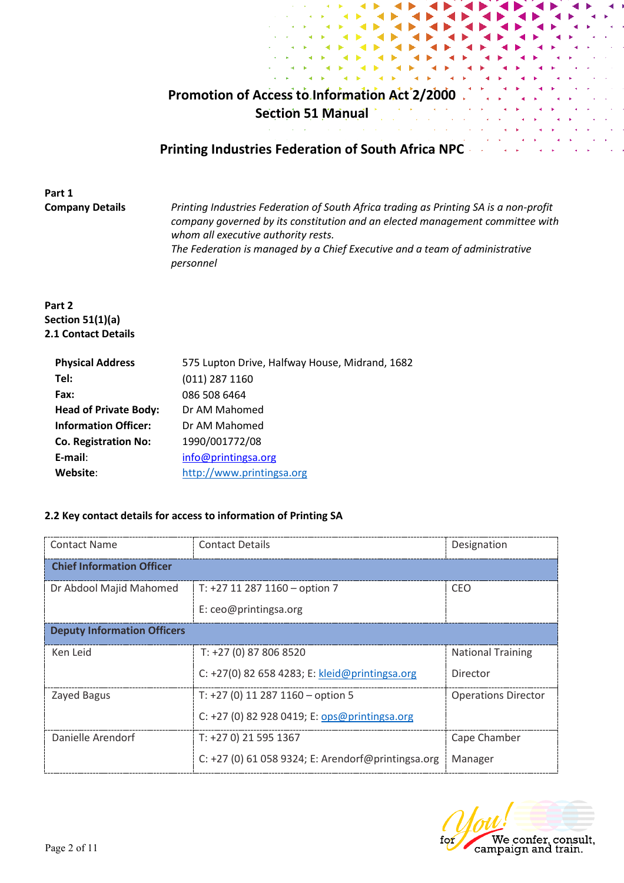# Promotion of Access to Information Act 2/2000
# Section 51 Manual

## Printing Industries Federation of South Africa NPC

**Part 1**
**Company Details**

*Printing Industries Federation of South Africa trading as Printing SA is a non-profit company governed by its constitution and an elected management committee with whom all executive authority rests.*
*The Federation is managed by a Chief Executive and a team of administrative personnel*

**Part 2**
**Section 51(1)(a)**
**2.1 Contact Details**

| | |
|---|---|
| **Physical Address** | 575 Lupton Drive, Halfway House, Midrand, 1682 |
| **Tel:** | (011) 287 1160 |
| **Fax:** | 086 508 6464 |
| **Head of Private Body:** | Dr AM Mahomed |
| **Information Officer:** | Dr AM Mahomed |
| **Co. Registration No:** | 1990/001772/08 |
| **E-mail:** | info@printingsa.org |
| **Website:** | http://www.printingsa.org |

**2.2 Key contact details for access to information of Printing SA**

| Contact Name | Contact Details | Designation |
|---|---|---|
| **Chief Information Officer** | | |
| Dr Abdool Majid Mahomed | T: +27 11 287 1160 – option 7<br>E: ceo@printingsa.org | CEO |
| **Deputy Information Officers** | | |
| Ken Leid | T: +27 (0) 87 806 8520<br>C: +27(0) 82 658 4283; E: kleid@printingsa.org | National Training Director |
| Zayed Bagus | T: +27 (0) 11 287 1160 – option 5<br>C: +27 (0) 82 928 0419; E: ops@printingsa.org | Operations Director |
| Danielle Arendorf | T: +27 0) 21 595 1367<br>C: +27 (0) 61 058 9324; E: Arendorf@printingsa.org | Cape Chamber Manager |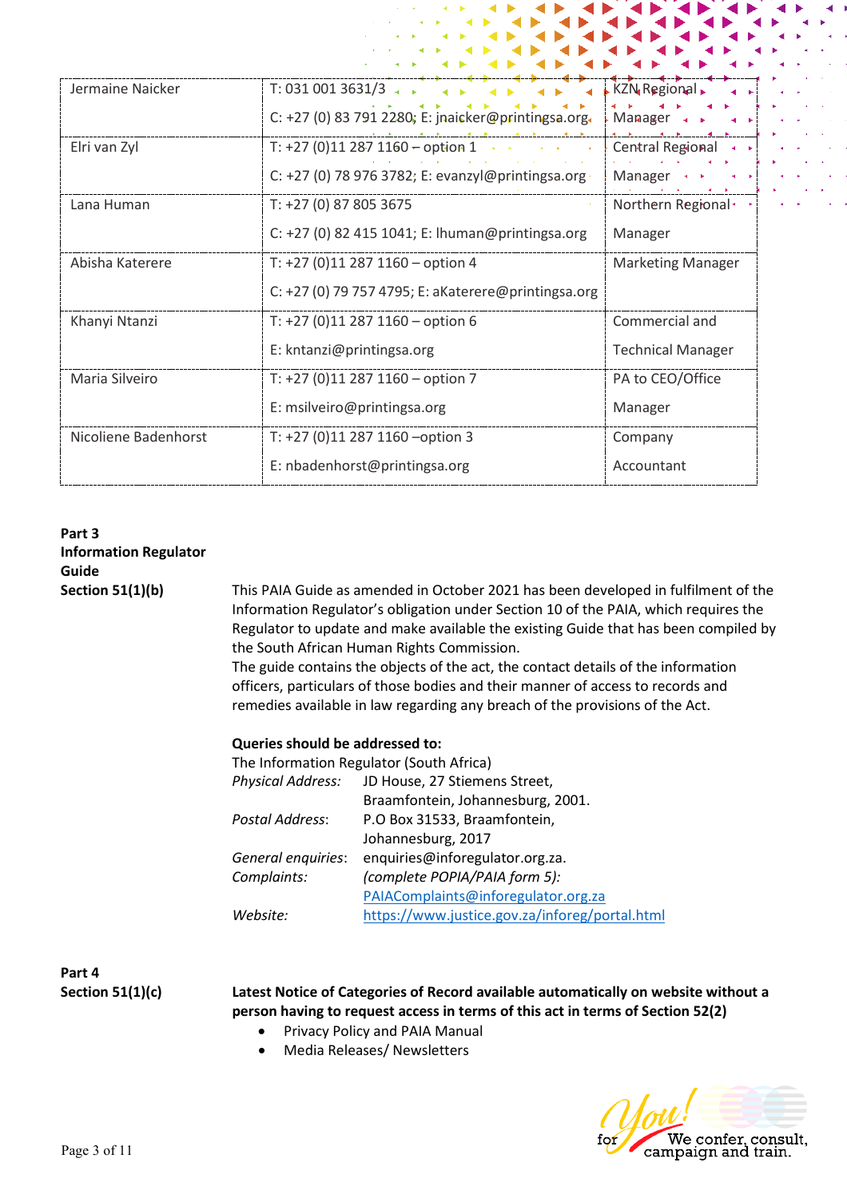| | | |
|---|---|---|
| Jermaine Naicker | T: 031 001 3631/3<br>C: +27 (0) 83 791 2280; E: jnaicker@printingsa.org | KZN Regional Manager |
| Elri van Zyl | T: +27 (0)11 287 1160 – option 1<br>C: +27 (0) 78 976 3782; E: evanzyl@printingsa.org | Central Regional Manager |
| Lana Human | T: +27 (0) 87 805 3675<br>C: +27 (0) 82 415 1041; E: lhuman@printingsa.org | Northern Regional Manager |
| Abisha Katerere | T: +27 (0)11 287 1160 – option 4<br>C: +27 (0) 79 757 4795; E: aKaterere@printingsa.org | Marketing Manager |
| Khanyi Ntanzi | T: +27 (0)11 287 1160 – option 6<br>E: kntanzi@printingsa.org | Commercial and Technical Manager |
| Maria Silveiro | T: +27 (0)11 287 1160 – option 7<br>E: msilveiro@printingsa.org | PA to CEO/Office Manager |
| Nicoliene Badenhorst | T: +27 (0)11 287 1160 –option 3<br>E: nbadenhorst@printingsa.org | Company Accountant |

**Part 3**
**Information Regulator Guide**
**Section 51(1)(b)**

This PAIA Guide as amended in October 2021 has been developed in fulfilment of the Information Regulator's obligation under Section 10 of the PAIA, which requires the Regulator to update and make available the existing Guide that has been compiled by the South African Human Rights Commission.
The guide contains the objects of the act, the contact details of the information officers, particulars of those bodies and their manner of access to records and remedies available in law regarding any breach of the provisions of the Act.

**Queries should be addressed to:**
The Information Regulator (South Africa)

| | |
|---|---|
| *Physical Address:* | JD House, 27 Stiemens Street, Braamfontein, Johannesburg, 2001. |
| *Postal Address:* | P.O Box 31533, Braamfontein, Johannesburg, 2017 |
| *General enquiries:* | enquiries@inforegulator.org.za. |
| *Complaints:* | *(complete POPIA/PAIA form 5):* PAIAComplaints@inforegulator.org.za |
| *Website:* | https://www.justice.gov.za/inforeg/portal.html |

**Part 4**
**Section 51(1)(c)**

**Latest Notice of Categories of Record available automatically on website without a person having to request access in terms of this act in terms of Section 52(2)**

- Privacy Policy and PAIA Manual
- Media Releases/ Newsletters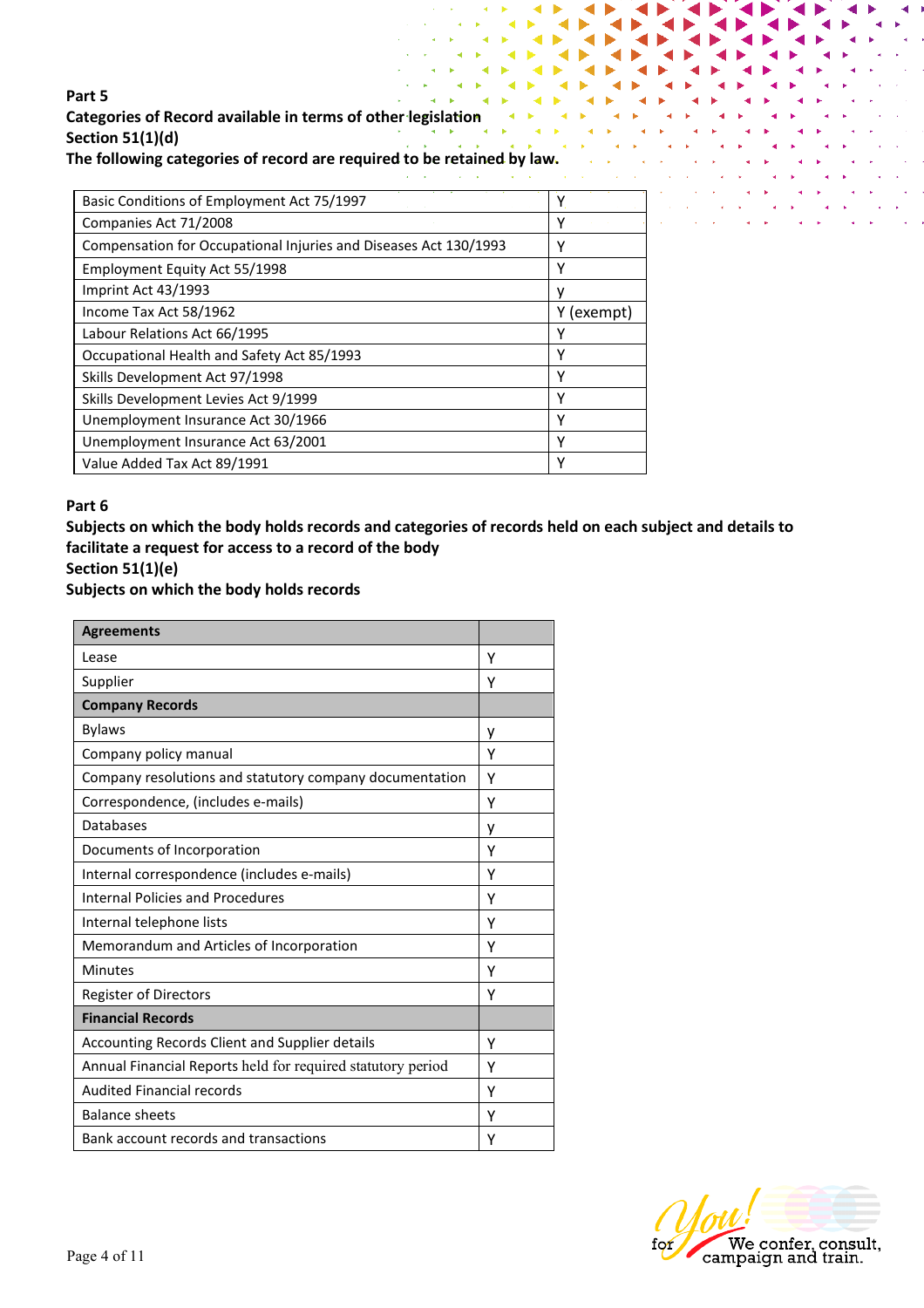**Part 5**
**Categories of Record available in terms of other legislation**
**Section 51(1)(d)**
**The following categories of record are required to be retained by law.**

| | |
|---|---|
| Basic Conditions of Employment Act 75/1997 | Y |
| Companies Act 71/2008 | Y |
| Compensation for Occupational Injuries and Diseases Act 130/1993 | Y |
| Employment Equity Act 55/1998 | Y |
| Imprint Act 43/1993 | y |
| Income Tax Act 58/1962 | Y (exempt) |
| Labour Relations Act 66/1995 | Y |
| Occupational Health and Safety Act 85/1993 | Y |
| Skills Development Act 97/1998 | Y |
| Skills Development Levies Act 9/1999 | Y |
| Unemployment Insurance Act 30/1966 | Y |
| Unemployment Insurance Act 63/2001 | Y |
| Value Added Tax Act 89/1991 | Y |

**Part 6**
**Subjects on which the body holds records and categories of records held on each subject and details to facilitate a request for access to a record of the body**
**Section 51(1)(e)**
**Subjects on which the body holds records**

| **Agreements** | |
|---|---|
| Lease | Y |
| Supplier | Y |
| **Company Records** | |
| Bylaws | y |
| Company policy manual | Y |
| Company resolutions and statutory company documentation | Y |
| Correspondence, (includes e-mails) | Y |
| Databases | y |
| Documents of Incorporation | Y |
| Internal correspondence (includes e-mails) | Y |
| Internal Policies and Procedures | Y |
| Internal telephone lists | Y |
| Memorandum and Articles of Incorporation | Y |
| Minutes | Y |
| Register of Directors | Y |
| **Financial Records** | |
| Accounting Records Client and Supplier details | Y |
| Annual Financial Reports held for required statutory period | Y |
| Audited Financial records | Y |
| Balance sheets | Y |
| Bank account records and transactions | Y |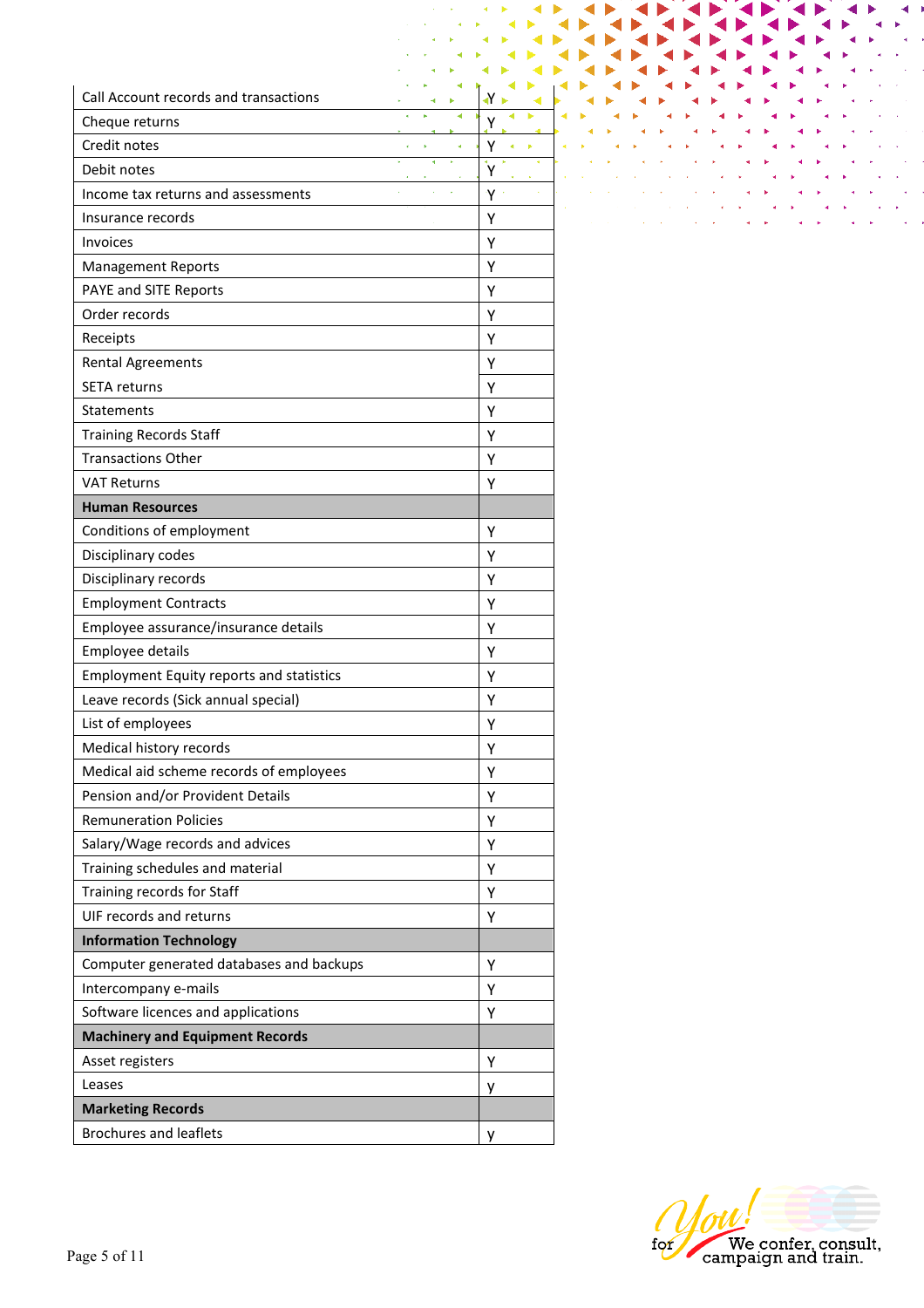| | |
|---|---|
| Call Account records and transactions | Y |
| Cheque returns | Y |
| Credit notes | Y |
| Debit notes | Y |
| Income tax returns and assessments | Y |
| Insurance records | Y |
| Invoices | Y |
| Management Reports | Y |
| PAYE and SITE Reports | Y |
| Order records | Y |
| Receipts | Y |
| Rental Agreements | Y |
| SETA returns | Y |
| Statements | Y |
| Training Records Staff | Y |
| Transactions Other | Y |
| VAT Returns | Y |
| **Human Resources** | |
| Conditions of employment | Y |
| Disciplinary codes | Y |
| Disciplinary records | Y |
| Employment Contracts | Y |
| Employee assurance/insurance details | Y |
| Employee details | Y |
| Employment Equity reports and statistics | Y |
| Leave records (Sick annual special) | Y |
| List of employees | Y |
| Medical history records | Y |
| Medical aid scheme records of employees | Y |
| Pension and/or Provident Details | Y |
| Remuneration Policies | Y |
| Salary/Wage records and advices | Y |
| Training schedules and material | Y |
| Training records for Staff | Y |
| UIF records and returns | Y |
| **Information Technology** | |
| Computer generated databases and backups | Y |
| Intercompany e-mails | Y |
| Software licences and applications | Y |
| **Machinery and Equipment Records** | |
| Asset registers | Y |
| Leases | y |
| **Marketing Records** | |
| Brochures and leaflets | y |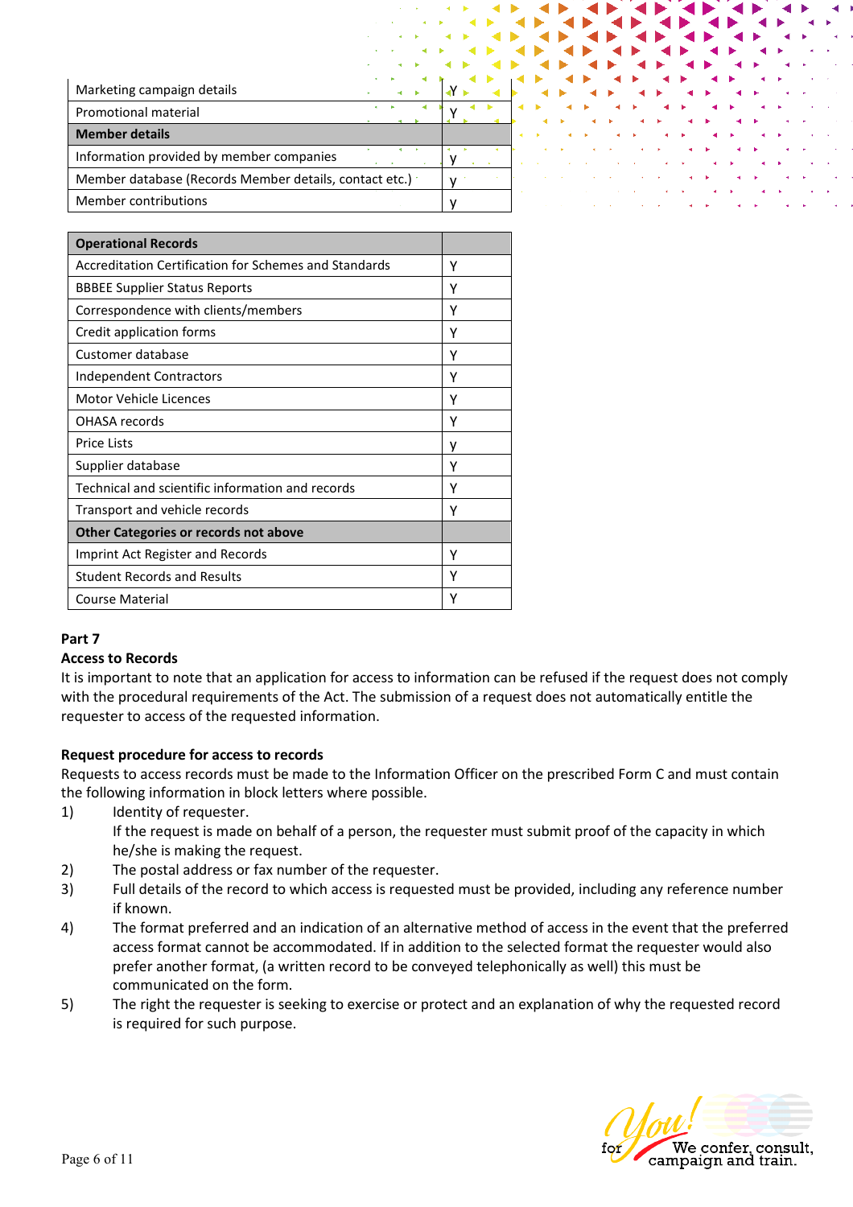| | |
|---|---|
| Marketing campaign details | Y |
| Promotional material | Y |
| **Member details** | |
| Information provided by member companies | y |
| Member database (Records Member details, contact etc.) | y |
| Member contributions | y |

| **Operational Records** | |
|---|---|
| Accreditation Certification for Schemes and Standards | Y |
| BBBEE Supplier Status Reports | Y |
| Correspondence with clients/members | Y |
| Credit application forms | Y |
| Customer database | Y |
| Independent Contractors | Y |
| Motor Vehicle Licences | Y |
| OHASA records | Y |
| Price Lists | y |
| Supplier database | Y |
| Technical and scientific information and records | Y |
| Transport and vehicle records | Y |
| **Other Categories or records not above** | |
| Imprint Act Register and Records | Y |
| Student Records and Results | Y |
| Course Material | Y |

**Part 7**

**Access to Records**

It is important to note that an application for access to information can be refused if the request does not comply with the procedural requirements of the Act. The submission of a request does not automatically entitle the requester to access of the requested information.

**Request procedure for access to records**

Requests to access records must be made to the Information Officer on the prescribed Form C and must contain the following information in block letters where possible.

1) Identity of requester.
   If the request is made on behalf of a person, the requester must submit proof of the capacity in which he/she is making the request.
2) The postal address or fax number of the requester.
3) Full details of the record to which access is requested must be provided, including any reference number if known.
4) The format preferred and an indication of an alternative method of access in the event that the preferred access format cannot be accommodated. If in addition to the selected format the requester would also prefer another format, (a written record to be conveyed telephonically as well) this must be communicated on the form.
5) The right the requester is seeking to exercise or protect and an explanation of why the requested record is required for such purpose.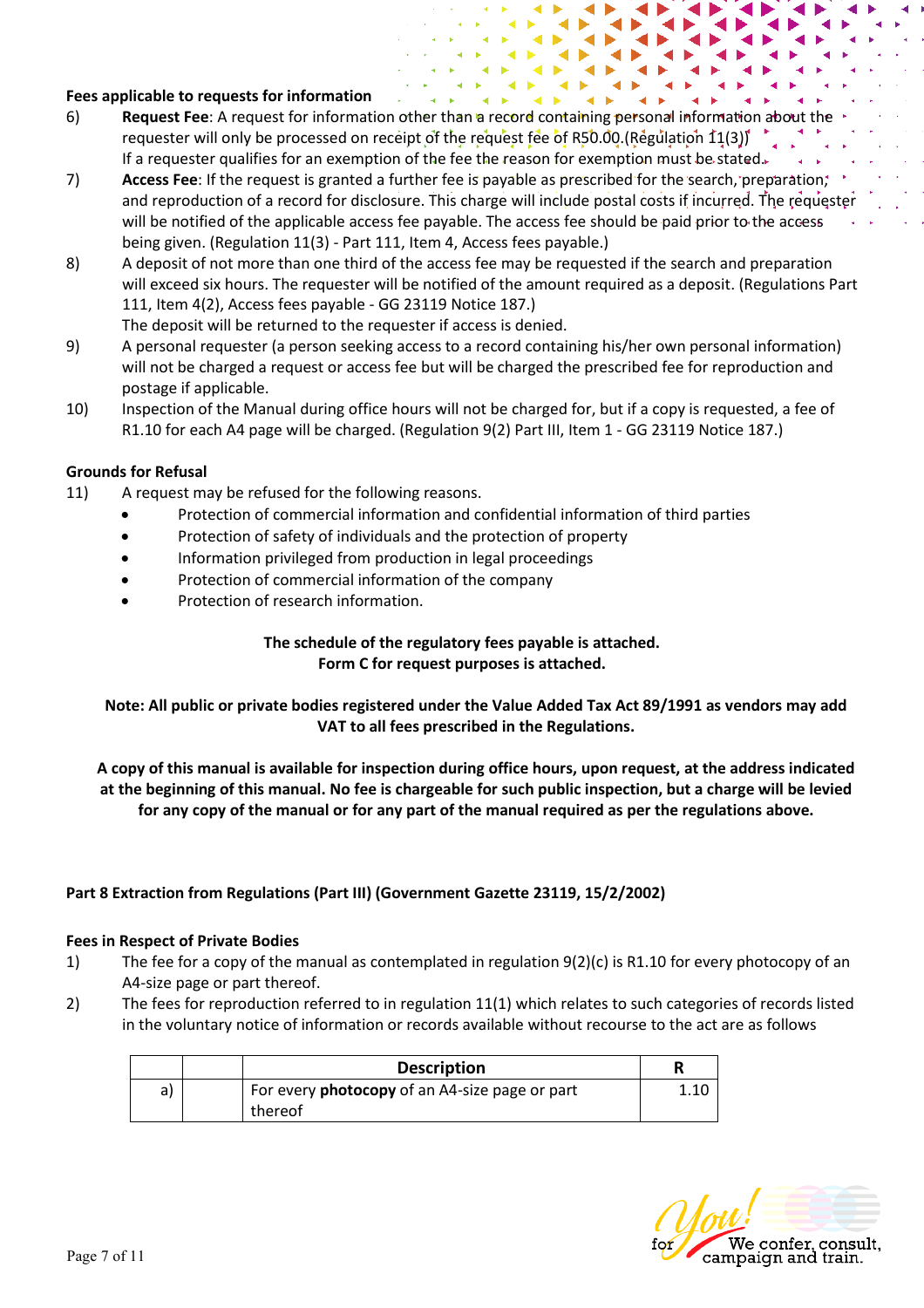**Fees applicable to requests for information**

6) **Request Fee**: A request for information other than a record containing personal information about the requester will only be processed on receipt of the request fee of R50.00.(Regulation 11(3))
If a requester qualifies for an exemption of the fee the reason for exemption must be stated.

7) **Access Fee**: If the request is granted a further fee is payable as prescribed for the search, preparation, and reproduction of a record for disclosure. This charge will include postal costs if incurred. The requester will be notified of the applicable access fee payable. The access fee should be paid prior to the access being given. (Regulation 11(3) - Part 111, Item 4, Access fees payable.)

8) A deposit of not more than one third of the access fee may be requested if the search and preparation will exceed six hours. The requester will be notified of the amount required as a deposit. (Regulations Part 111, Item 4(2), Access fees payable - GG 23119 Notice 187.)
The deposit will be returned to the requester if access is denied.

9) A personal requester (a person seeking access to a record containing his/her own personal information) will not be charged a request or access fee but will be charged the prescribed fee for reproduction and postage if applicable.

10) Inspection of the Manual during office hours will not be charged for, but if a copy is requested, a fee of R1.10 for each A4 page will be charged. (Regulation 9(2) Part III, Item 1 - GG 23119 Notice 187.)

**Grounds for Refusal**

11) A request may be refused for the following reasons.
- Protection of commercial information and confidential information of third parties
- Protection of safety of individuals and the protection of property
- Information privileged from production in legal proceedings
- Protection of commercial information of the company
- Protection of research information.

**The schedule of the regulatory fees payable is attached.**
**Form C for request purposes is attached.**

**Note: All public or private bodies registered under the Value Added Tax Act 89/1991 as vendors may add VAT to all fees prescribed in the Regulations.**

**A copy of this manual is available for inspection during office hours, upon request, at the address indicated at the beginning of this manual. No fee is chargeable for such public inspection, but a charge will be levied for any copy of the manual or for any part of the manual required as per the regulations above.**

**Part 8 Extraction from Regulations (Part III) (Government Gazette 23119, 15/2/2002)**

**Fees in Respect of Private Bodies**

1) The fee for a copy of the manual as contemplated in regulation 9(2)(c) is R1.10 for every photocopy of an A4-size page or part thereof.

2) The fees for reproduction referred to in regulation 11(1) which relates to such categories of records listed in the voluntary notice of information or records available without recourse to the act are as follows

| | | Description | R |
|---|---|---|---|
| a) | | For every **photocopy** of an A4-size page or part thereof | 1.10 |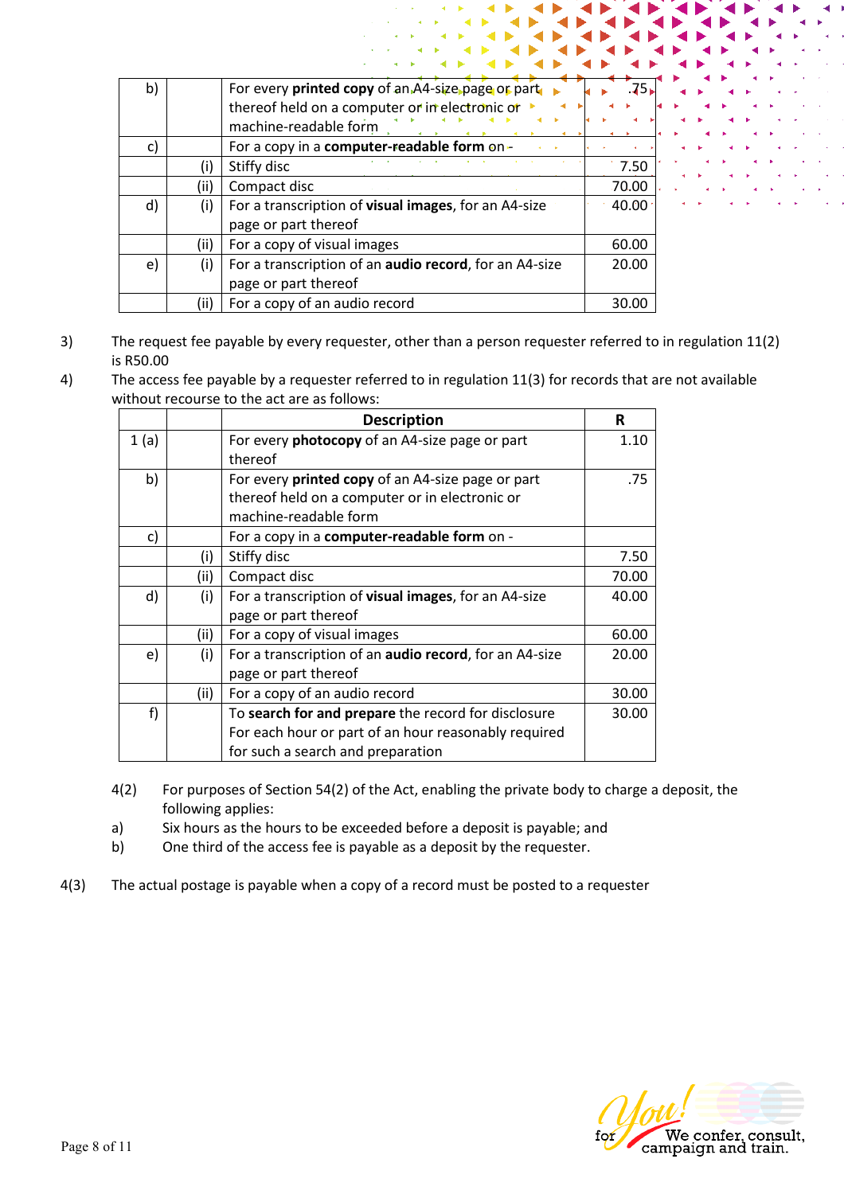| b) | | For every **printed copy** of an A4-size page or part thereof held on a computer or in electronic or machine-readable form | .75 |
|---|---|---|---|
| c) | | For a copy in a **computer-readable form** on - | |
| | (i) | Stiffy disc | 7.50 |
| | (ii) | Compact disc | 70.00 |
| d) | (i) | For a transcription of **visual images**, for an A4-size page or part thereof | 40.00 |
| | (ii) | For a copy of visual images | 60.00 |
| e) | (i) | For a transcription of an **audio record**, for an A4-size page or part thereof | 20.00 |
| | (ii) | For a copy of an audio record | 30.00 |

3) The request fee payable by every requester, other than a person requester referred to in regulation 11(2) is R50.00

4) The access fee payable by a requester referred to in regulation 11(3) for records that are not available without recourse to the act are as follows:

| | | **Description** | **R** |
|---|---|---|---|
| 1 (a) | | For every **photocopy** of an A4-size page or part thereof | 1.10 |
| b) | | For every **printed copy** of an A4-size page or part thereof held on a computer or in electronic or machine-readable form | .75 |
| c) | | For a copy in a **computer-readable form** on - | |
| | (i) | Stiffy disc | 7.50 |
| | (ii) | Compact disc | 70.00 |
| d) | (i) | For a transcription of **visual images**, for an A4-size page or part thereof | 40.00 |
| | (ii) | For a copy of visual images | 60.00 |
| e) | (i) | For a transcription of an **audio record**, for an A4-size page or part thereof | 20.00 |
| | (ii) | For a copy of an audio record | 30.00 |
| f) | | To **search for and prepare** the record for disclosure For each hour or part of an hour reasonably required for such a search and preparation | 30.00 |

4(2) For purposes of Section 54(2) of the Act, enabling the private body to charge a deposit, the following applies:

a) Six hours as the hours to be exceeded before a deposit is payable; and

b) One third of the access fee is payable as a deposit by the requester.

4(3) The actual postage is payable when a copy of a record must be posted to a requester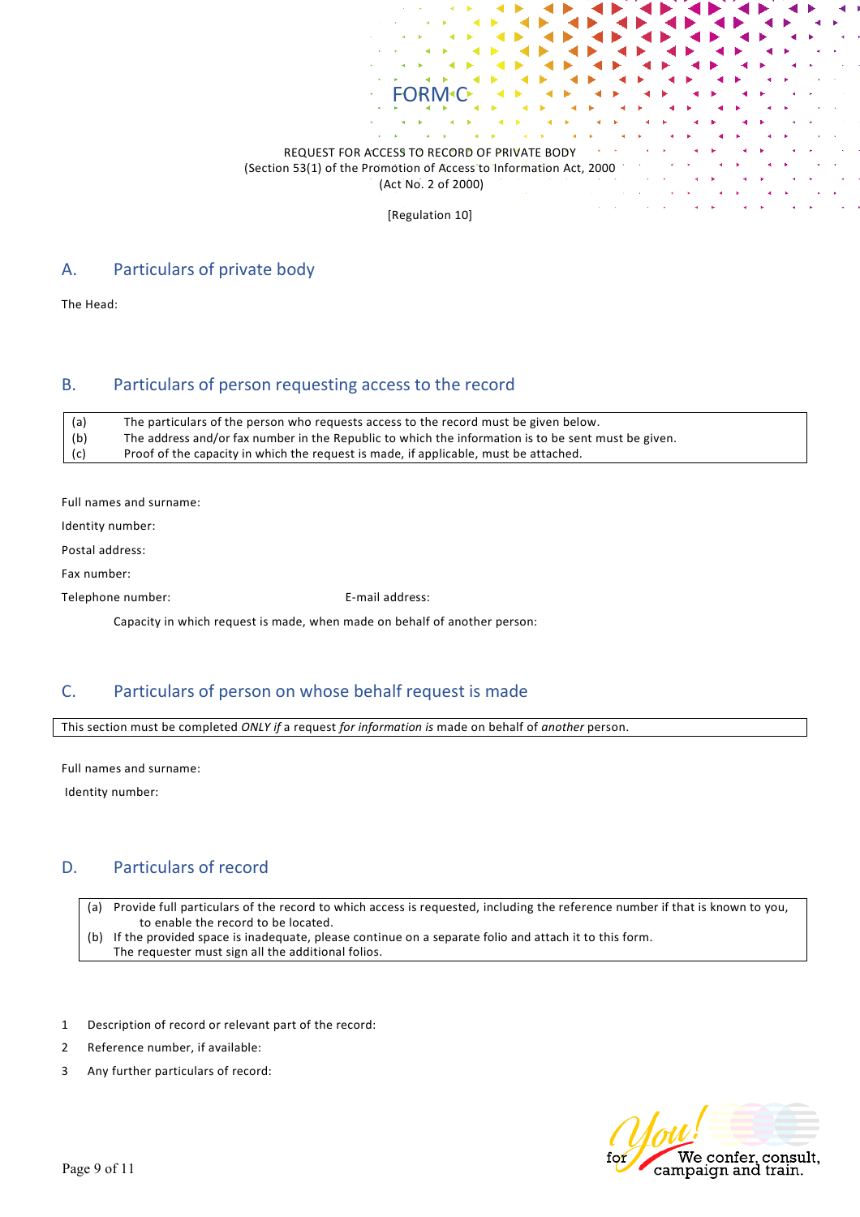# FORM C

REQUEST FOR ACCESS TO RECORD OF PRIVATE BODY
(Section 53(1) of the Promotion of Access to Information Act, 2000
(Act No. 2 of 2000)

[Regulation 10]

## A. Particulars of private body

The Head:

## B. Particulars of person requesting access to the record

| | |
|---|---|
| (a) | The particulars of the person who requests access to the record must be given below. |
| (b) | The address and/or fax number in the Republic to which the information is to be sent must be given. |
| (c) | Proof of the capacity in which the request is made, if applicable, must be attached. |

Full names and surname:

Identity number:

Postal address:

Fax number:

Telephone number: E-mail address:

Capacity in which request is made, when made on behalf of another person:

## C. Particulars of person on whose behalf request is made

| This section must be completed *ONLY if* a request *for information is* made on behalf of *another* person. |
|---|

Full names and surname:

Identity number:

## D. Particulars of record

| | |
|---|---|
| (a) | Provide full particulars of the record to which access is requested, including the reference number if that is known to you, to enable the record to be located. |
| (b) | If the provided space is inadequate, please continue on a separate folio and attach it to this form. The requester must sign all the additional folios. |

1. Description of record or relevant part of the record:
2. Reference number, if available:
3. Any further particulars of record:

for You! We confer, consult, campaign and train.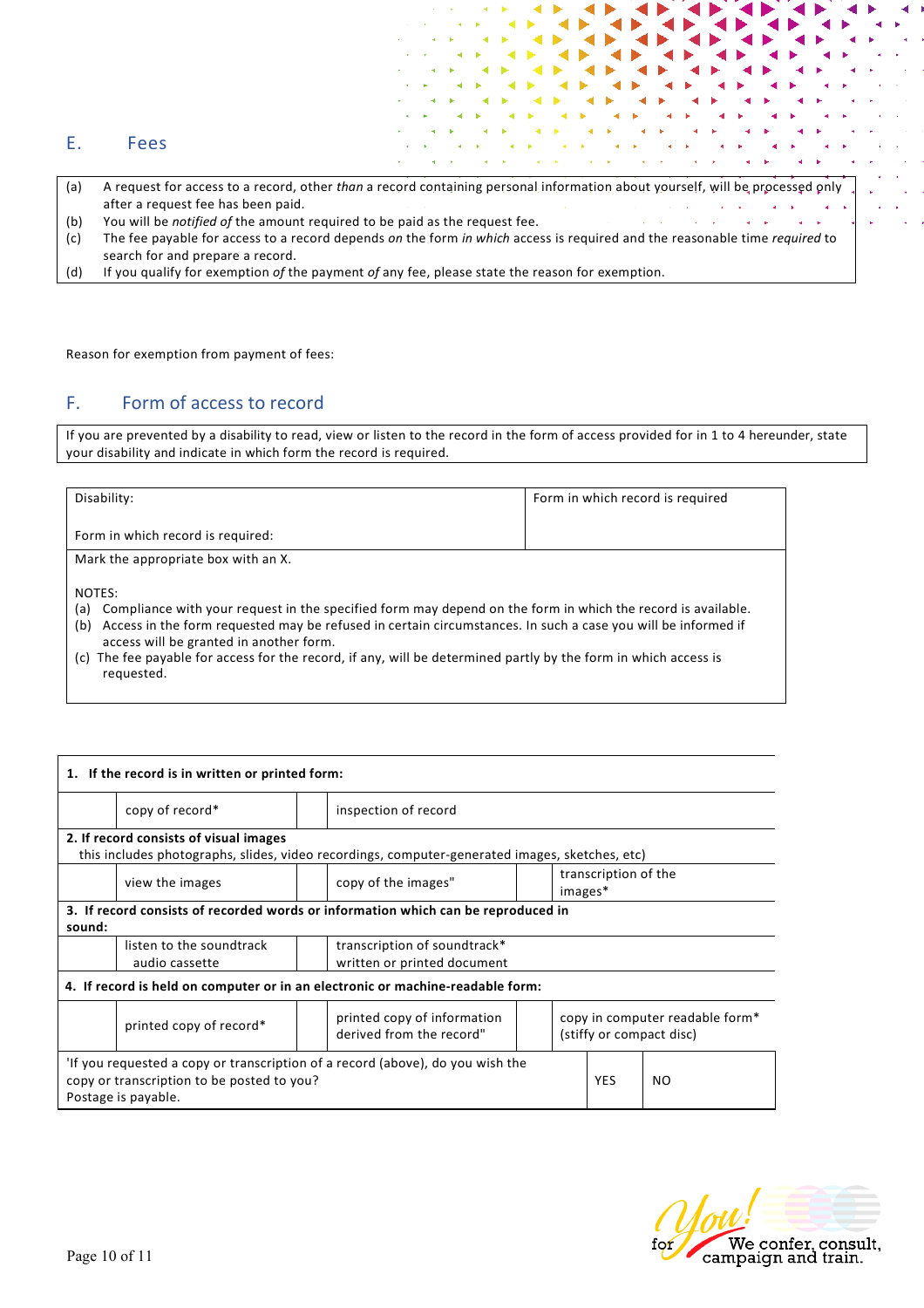## E. Fees

(a) A request for access to a record, other *than* a record containing personal information about yourself, will be processed only after a request fee has been paid.
(b) You will be *notified of* the amount required to be paid as the request fee.
(c) The fee payable for access to a record depends *on* the form *in which* access is required and the reasonable time *required* to search for and prepare a record.
(d) If you qualify for exemption *of* the payment *of* any fee, please state the reason for exemption.

Reason for exemption from payment of fees:

## F. Form of access to record

If you are prevented by a disability to read, view or listen to the record in the form of access provided for in 1 to 4 hereunder, state your disability and indicate in which form the record is required.

| Disability:<br><br>Form in which record is required: | Form in which record is required |
|---|---|

Mark the appropriate box with an X.

NOTES:
(a) Compliance with your request in the specified form may depend on the form in which the record is available.
(b) Access in the form requested may be refused in certain circumstances. In such a case you will be informed if access will be granted in another form.
(c) The fee payable for access for the record, if any, will be determined partly by the form in which access is requested.

| | | | | | |
|---|---|---|---|---|---|
| **1. If the record is in written or printed form:** | | | | | |
| | copy of record* | | inspection of record | | |
| **2. If record consists of visual images** this includes photographs, slides, video recordings, computer-generated images, sketches, etc) | | | | | |
| | view the images | | copy of the images" | | transcription of the images* |
| **3. If record consists of recorded words or information which can be reproduced in sound:** | | | | | |
| | listen to the soundtrack audio cassette | | transcription of soundtrack* written or printed document | | |
| **4. If record is held on computer or in an electronic or machine-readable form:** | | | | | |
| | printed copy of record* | | printed copy of information derived from the record" | | copy in computer readable form* (stiffy or compact disc) |

| 'If you requested a copy or transcription of a record (above), do you wish the copy or transcription to be posted to you? Postage is payable. | YES | NO |
|---|---|---|

for You! We confer, consult, campaign and train.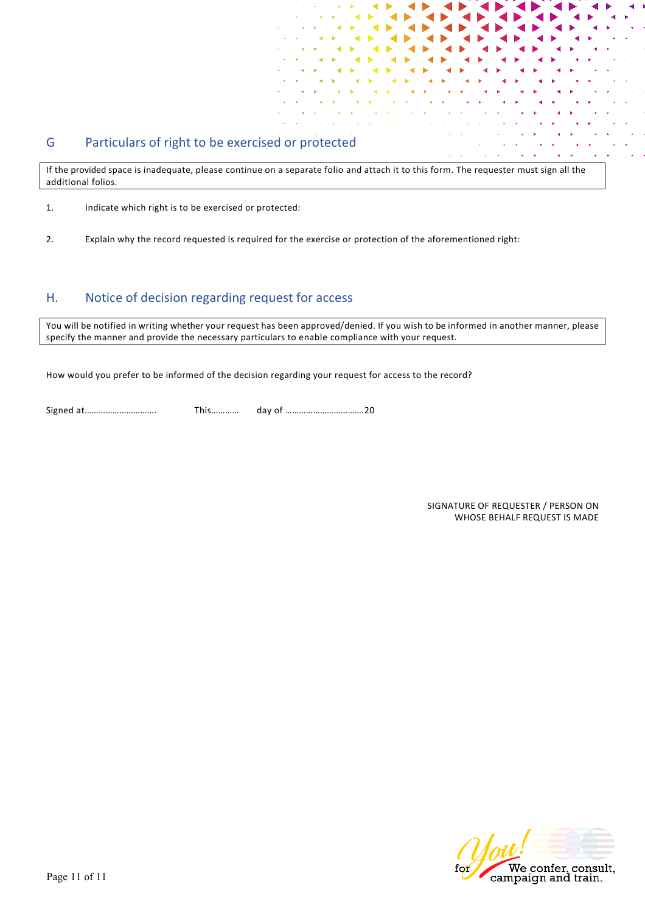## G Particulars of right to be exercised or protected

If the provided space is inadequate, please continue on a separate folio and attach it to this form. The requester must sign all the additional folios.

1. Indicate which right is to be exercised or protected:

2. Explain why the record requested is required for the exercise or protection of the aforementioned right:

## H. Notice of decision regarding request for access

You will be notified in writing whether your request has been approved/denied. If you wish to be informed in another manner, please specify the manner and provide the necessary particulars to enable compliance with your request.

How would you prefer to be informed of the decision regarding your request for access to the record?

Signed at…………………………. This………… day of ……………………………..20

SIGNATURE OF REQUESTER / PERSON ON WHOSE BEHALF REQUEST IS MADE

for You! We confer, consult, campaign and train.